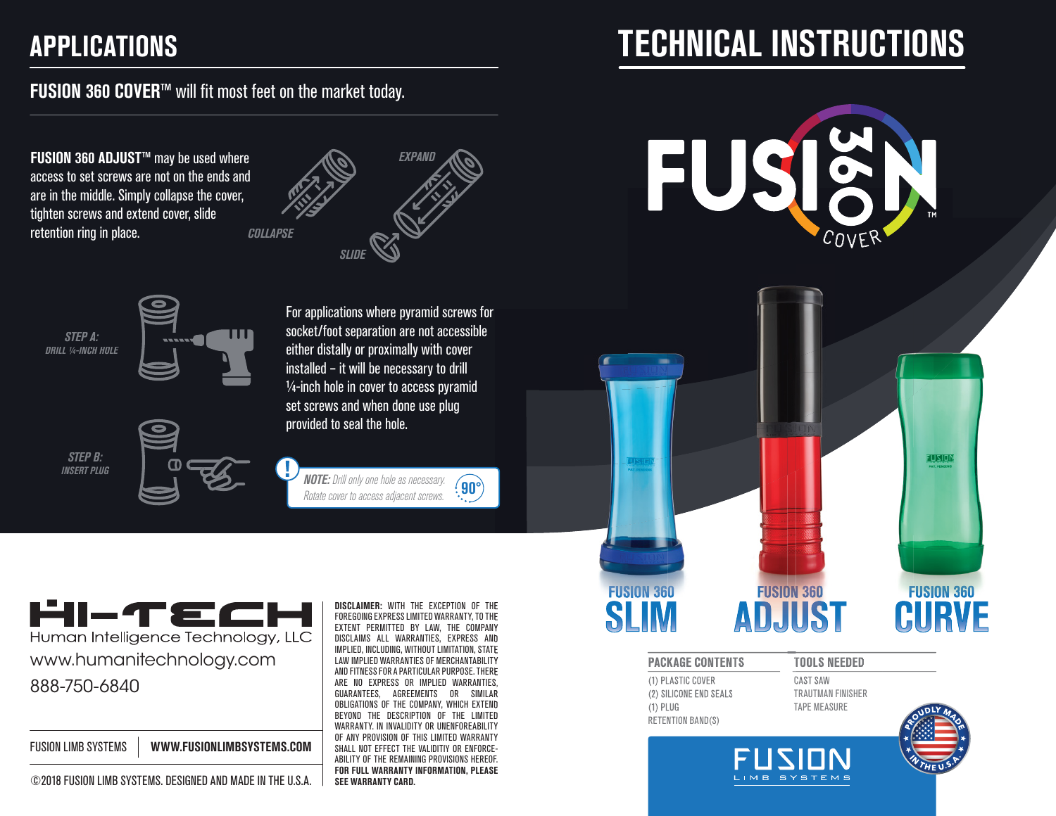## APPLICATIONS

**FUSION 360 COVER™** will fit most feet on the market today.

**FUSION 360 ADJUST™** may be used where access to set screws are not on the ends and are in the middle. Simply collapse the cover, tighten screws and extend cover, slide retention ring in place.

*COLLAPSE* *EXPAND* *SLIDE*

*STEP A: DRILL ¼-INCH HOLE*

*STEP B: INSERT PLUG*

For applications where pyramid screws for socket/foot separation are not accessible either distally or proximally with cover installed – it will be necessary to drill ¼-inch hole in cover to access pyramid set screws and when done use plug provided to seal the hole.

***NOTE:*** *Drill only one hole as necessary. Rotate cover to access adjacent screws.* 90°

**HI-TECH**
Human Intelligence Technology, LLC
www.humanitechnology.com
888-750-6840

FUSION LIMB SYSTEMS | **WWW.FUSIONLIMBSYSTEMS.COM**

©2018 FUSION LIMB SYSTEMS. DESIGNED AND MADE IN THE U.S.A.

**DISCLAIMER:** WITH THE EXCEPTION OF THE FOREGOING EXPRESS LIMITED WARRANTY, TO THE EXTENT PERMITTED BY LAW, THE COMPANY DISCLAIMS ALL WARRANTIES, EXPRESS AND IMPLIED, INCLUDING, WITHOUT LIMITATION, STATE LAW IMPLIED WARRANTIES OF MERCHANTABILITY AND FITNESS FOR A PARTICULAR PURPOSE. THERE ARE NO EXPRESS OR IMPLIED WARRANTIES, GUARANTEES, AGREEMENTS OR SIMILAR OBLIGATIONS OF THE COMPANY, WHICH EXTEND BEYOND THE DESCRIPTION OF THE LIMITED WARRANTY. IN INVALIDITY OR UNENFOREABILITY OF ANY PROVISION OF THIS LIMITED WARRANTY SHALL NOT EFFECT THE VALIDITIY OR ENFORCE-ABILITY OF THE REMAINING PROVISIONS HEREOF. **FOR FULL WARRANTY INFORMATION, PLEASE SEE WARRANTY CARD.**

# TECHNICAL INSTRUCTIONS

FUSION 360 COVER™

FUSION 360 **SLIM**

FUSION 360 **ADJUST**

FUSION 360 **CURVE**

| PACKAGE CONTENTS | TOOLS NEEDED |
|---|---|
| (1) PLASTIC COVER | CAST SAW |
| (2) SILICONE END SEALS | TRAUTMAN FINISHER |
| (1) PLUG | TAPE MEASURE |
| RETENTION BAND(S) | |

PROUDLY MADE IN THE U.S.A.

FUSION LIMB SYSTEMS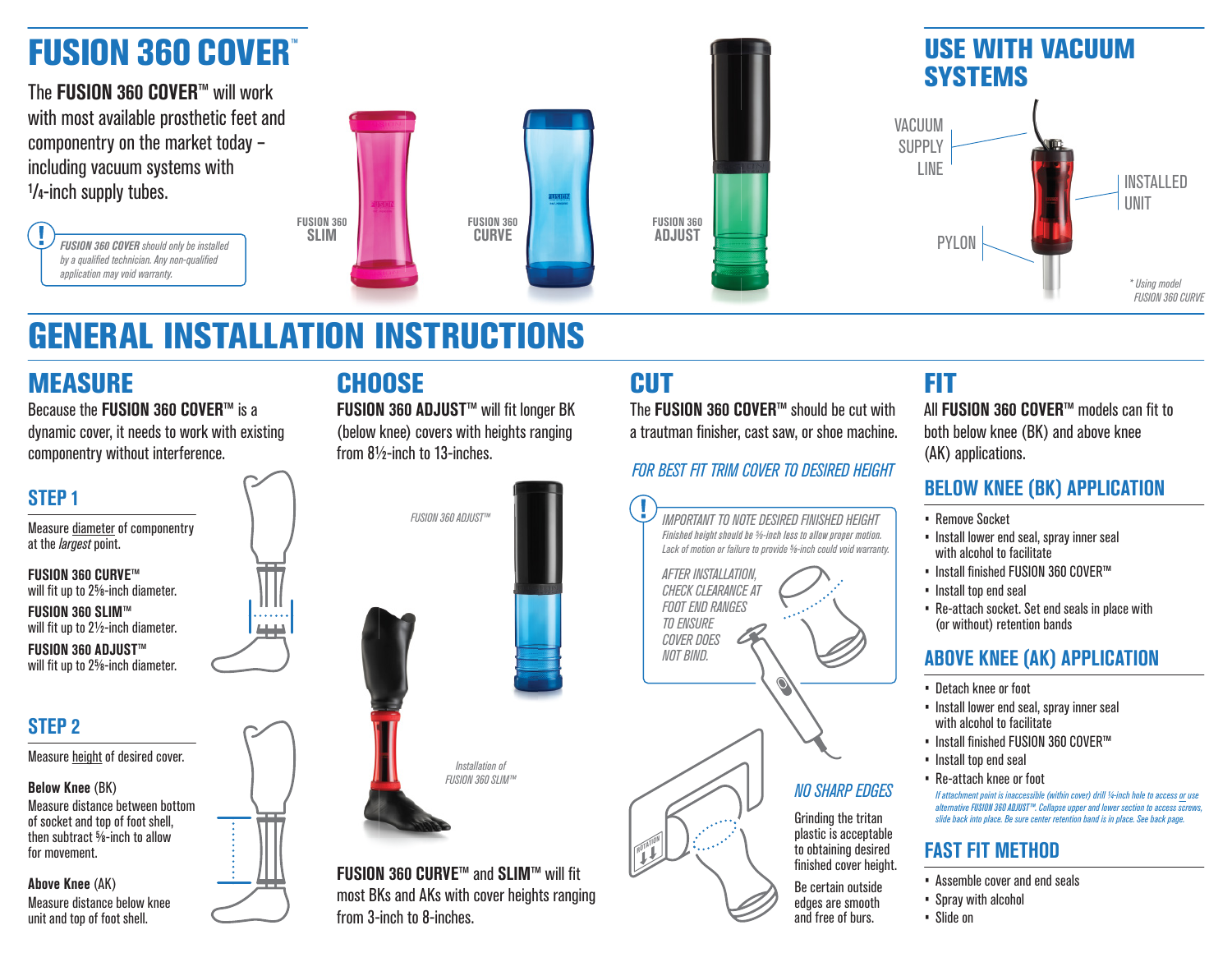# FUSION 360 COVER™

The **FUSION 360 COVER**™ will work with most available prosthetic feet and componentry on the market today – including vacuum systems with 1/4-inch supply tubes.

*FUSION 360 COVER should only be installed by a qualified technician. Any non-qualified application may void warranty.*

FUSION 360 SLIM

FUSION 360 CURVE

FUSION 360 ADJUST

## USE WITH VACUUM SYSTEMS

VACUUM SUPPLY LINE

INSTALLED UNIT

PYLON

*\* Using model FUSION 360 CURVE*

# GENERAL INSTALLATION INSTRUCTIONS

## MEASURE

Because the **FUSION 360 COVER**™ is a dynamic cover, it needs to work with existing componentry without interference.

### STEP 1

Measure diameter of componentry at the *largest* point.

**FUSION 360 CURVE™**
will fit up to 2⅝-inch diameter.

**FUSION 360 SLIM™**
will fit up to 2½-inch diameter.

**FUSION 360 ADJUST™**
will fit up to 2⅝-inch diameter.

### STEP 2

Measure height of desired cover.

**Below Knee** (BK)
Measure distance between bottom of socket and top of foot shell, then subtract ⅝-inch to allow for movement.

**Above Knee** (AK)
Measure distance below knee unit and top of foot shell.

## CHOOSE

**FUSION 360 ADJUST**™ will fit longer BK (below knee) covers with heights ranging from 8½-inch to 13-inches.

*FUSION 360 ADJUST™*

*Installation of FUSION 360 SLIM™*

**FUSION 360 CURVE**™ and **SLIM**™ will fit most BKs and AKs with cover heights ranging from 3-inch to 8-inches.

## CUT

The **FUSION 360 COVER**™ should be cut with a trautman finisher, cast saw, or shoe machine.

*FOR BEST FIT TRIM COVER TO DESIRED HEIGHT*

*IMPORTANT TO NOTE DESIRED FINISHED HEIGHT*
*Finished height should be ⅝-inch less to allow proper motion. Lack of motion or failure to provide ⅝-inch could void warranty.*

*AFTER INSTALLATION, CHECK CLEARANCE AT FOOT END RANGES TO ENSURE COVER DOES NOT BIND.*

ROTATION

*NO SHARP EDGES*

Grinding the tritan plastic is acceptable to obtaining desired finished cover height.

Be certain outside edges are smooth and free of burs.

## FIT

All **FUSION 360 COVER**™ models can fit to both below knee (BK) and above knee (AK) applications.

### BELOW KNEE (BK) APPLICATION

- Remove Socket
- Install lower end seal, spray inner seal with alcohol to facilitate
- Install finished FUSION 360 COVER™
- Install top end seal
- Re-attach socket. Set end seals in place with (or without) retention bands

### ABOVE KNEE (AK) APPLICATION

- Detach knee or foot
- Install lower end seal, spray inner seal with alcohol to facilitate
- Install finished FUSION 360 COVER™
- Install top end seal
- Re-attach knee or foot

*If attachment point is inaccessible (within cover) drill ¼-inch hole to access or use alternative FUSION 360 ADJUST™. Collapse upper and lower section to access screws, slide back into place. Be sure center retention band is in place. See back page.*

### FAST FIT METHOD

- Assemble cover and end seals
- Spray with alcohol
- Slide on